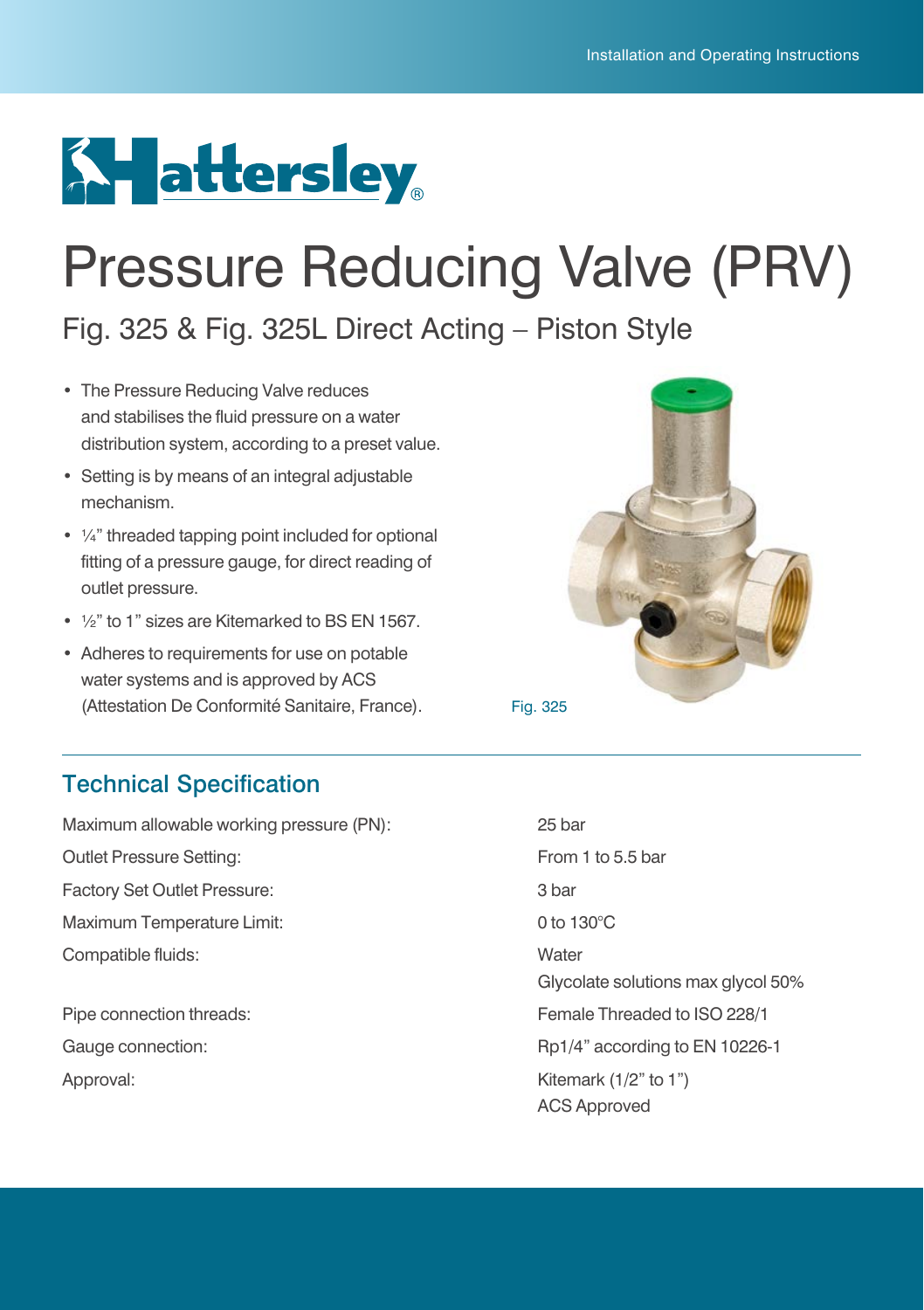# Pressure Reducing Valve (PRV)

## Fig. 325 & Fig. 325L Direct Acting – Piston Style

- The Pressure Reducing Valve reduces and stabilises the fluid pressure on a water distribution system, according to a preset value.
- Setting is by means of an integral adjustable mechanism.
- ¼" threaded tapping point included for optional fitting of a pressure gauge, for direct reading of outlet pressure.
- ½" to 1" sizes are Kitemarked to BS EN 1567.
- Adheres to requirements for use on potable water systems and is approved by ACS (Attestation De Conformité Sanitaire, France).

Fig. 325

## Technical Specification

| | |
|---|---|
| Maximum allowable working pressure (PN): | 25 bar |
| Outlet Pressure Setting: | From 1 to 5.5 bar |
| Factory Set Outlet Pressure: | 3 bar |
| Maximum Temperature Limit: | 0 to 130°C |
| Compatible fluids: | Water<br>Glycolate solutions max glycol 50% |
| Pipe connection threads: | Female Threaded to ISO 228/1 |
| Gauge connection: | Rp1/4" according to EN 10226-1 |
| Approval: | Kitemark (1/2" to 1")<br>ACS Approved |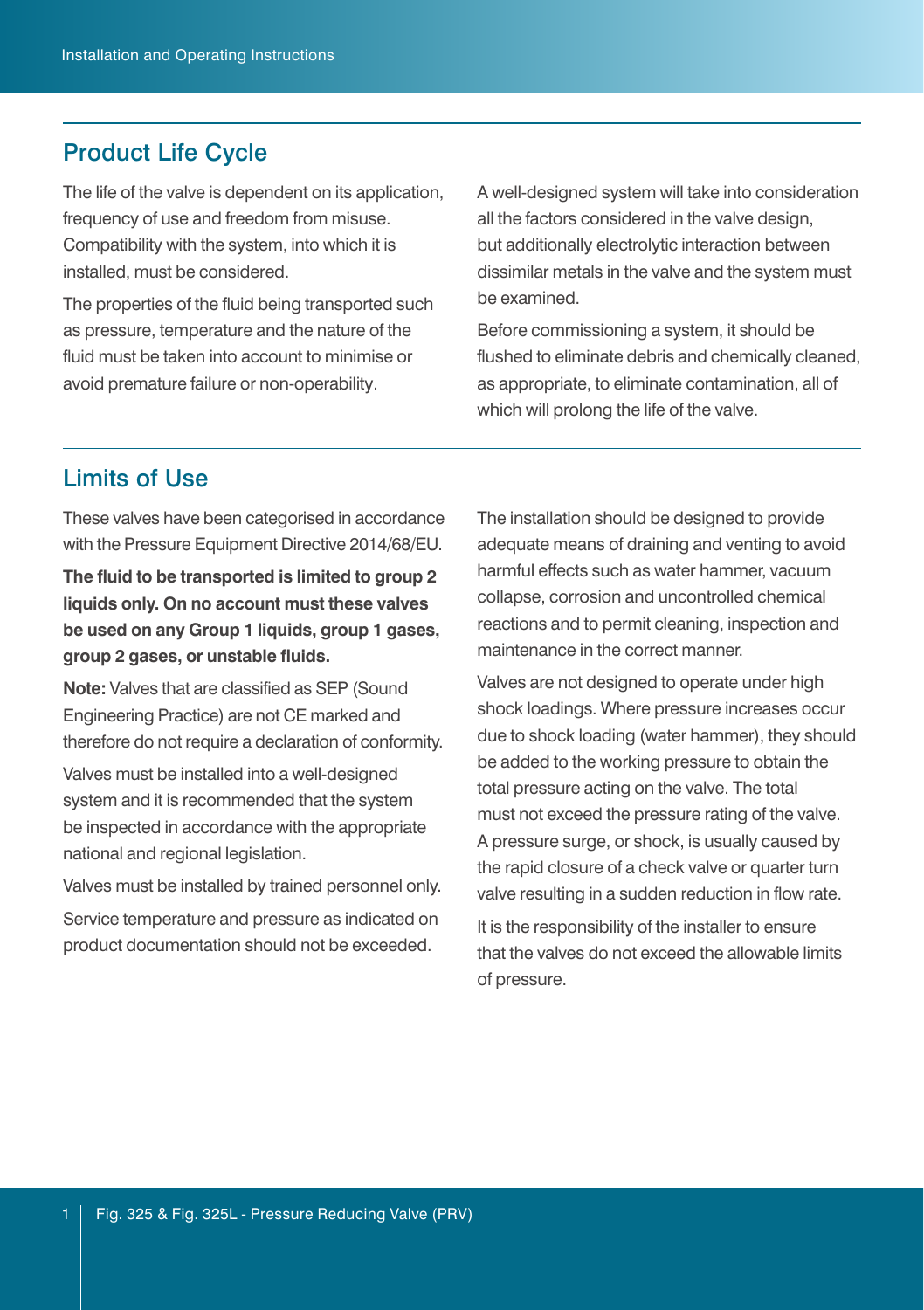## Product Life Cycle

The life of the valve is dependent on its application, frequency of use and freedom from misuse. Compatibility with the system, into which it is installed, must be considered.

The properties of the fluid being transported such as pressure, temperature and the nature of the fluid must be taken into account to minimise or avoid premature failure or non-operability.

A well-designed system will take into consideration all the factors considered in the valve design, but additionally electrolytic interaction between dissimilar metals in the valve and the system must be examined.

Before commissioning a system, it should be flushed to eliminate debris and chemically cleaned, as appropriate, to eliminate contamination, all of which will prolong the life of the valve.

## Limits of Use

These valves have been categorised in accordance with the Pressure Equipment Directive 2014/68/EU.

**The fluid to be transported is limited to group 2 liquids only. On no account must these valves be used on any Group 1 liquids, group 1 gases, group 2 gases, or unstable fluids.**

**Note:** Valves that are classified as SEP (Sound Engineering Practice) are not CE marked and therefore do not require a declaration of conformity.

Valves must be installed into a well-designed system and it is recommended that the system be inspected in accordance with the appropriate national and regional legislation.

Valves must be installed by trained personnel only.

Service temperature and pressure as indicated on product documentation should not be exceeded.

The installation should be designed to provide adequate means of draining and venting to avoid harmful effects such as water hammer, vacuum collapse, corrosion and uncontrolled chemical reactions and to permit cleaning, inspection and maintenance in the correct manner.

Valves are not designed to operate under high shock loadings. Where pressure increases occur due to shock loading (water hammer), they should be added to the working pressure to obtain the total pressure acting on the valve. The total must not exceed the pressure rating of the valve. A pressure surge, or shock, is usually caused by the rapid closure of a check valve or quarter turn valve resulting in a sudden reduction in flow rate.

It is the responsibility of the installer to ensure that the valves do not exceed the allowable limits of pressure.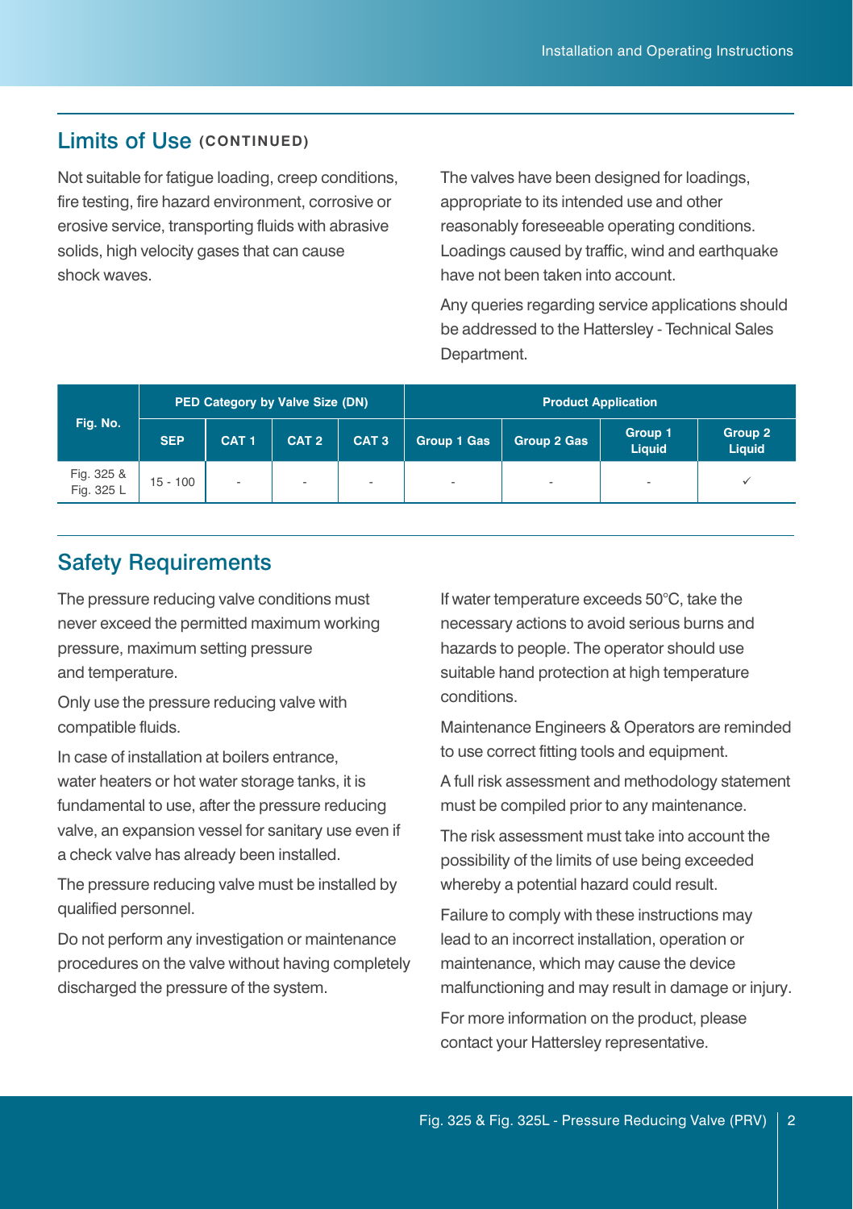## Limits of Use (CONTINUED)

Not suitable for fatigue loading, creep conditions, fire testing, fire hazard environment, corrosive or erosive service, transporting fluids with abrasive solids, high velocity gases that can cause shock waves.

The valves have been designed for loadings, appropriate to its intended use and other reasonably foreseeable operating conditions. Loadings caused by traffic, wind and earthquake have not been taken into account.

Any queries regarding service applications should be addressed to the Hattersley - Technical Sales Department.

| Fig. No. | PED Category by Valve Size (DN) | | | | Product Application | | | |
|---|---|---|---|---|---|---|---|---|
| | SEP | CAT 1 | CAT 2 | CAT 3 | Group 1 Gas | Group 2 Gas | Group 1 Liquid | Group 2 Liquid |
| Fig. 325 & Fig. 325 L | 15 - 100 | - | - | - | - | - | - | ✓ |

## Safety Requirements

The pressure reducing valve conditions must never exceed the permitted maximum working pressure, maximum setting pressure and temperature.

Only use the pressure reducing valve with compatible fluids.

In case of installation at boilers entrance, water heaters or hot water storage tanks, it is fundamental to use, after the pressure reducing valve, an expansion vessel for sanitary use even if a check valve has already been installed.

The pressure reducing valve must be installed by qualified personnel.

Do not perform any investigation or maintenance procedures on the valve without having completely discharged the pressure of the system.

If water temperature exceeds 50°C, take the necessary actions to avoid serious burns and hazards to people. The operator should use suitable hand protection at high temperature conditions.

Maintenance Engineers & Operators are reminded to use correct fitting tools and equipment.

A full risk assessment and methodology statement must be compiled prior to any maintenance.

The risk assessment must take into account the possibility of the limits of use being exceeded whereby a potential hazard could result.

Failure to comply with these instructions may lead to an incorrect installation, operation or maintenance, which may cause the device malfunctioning and may result in damage or injury.

For more information on the product, please contact your Hattersley representative.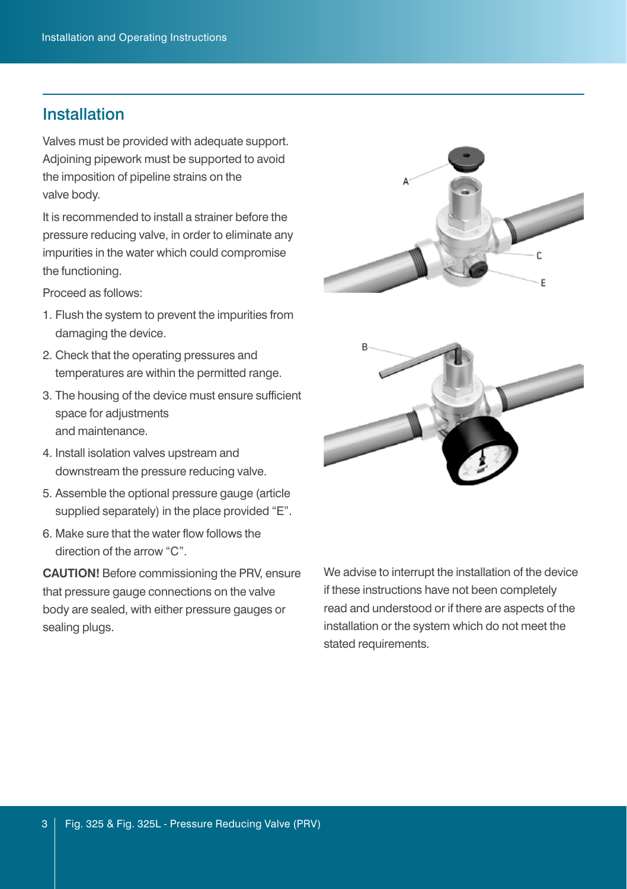## Installation

Valves must be provided with adequate support. Adjoining pipework must be supported to avoid the imposition of pipeline strains on the valve body.

It is recommended to install a strainer before the pressure reducing valve, in order to eliminate any impurities in the water which could compromise the functioning.

Proceed as follows:

1. Flush the system to prevent the impurities from damaging the device.
2. Check that the operating pressures and temperatures are within the permitted range.
3. The housing of the device must ensure sufficient space for adjustments and maintenance.
4. Install isolation valves upstream and downstream the pressure reducing valve.
5. Assemble the optional pressure gauge (article supplied separately) in the place provided "E".
6. Make sure that the water flow follows the direction of the arrow "C".

**CAUTION!** Before commissioning the PRV, ensure that pressure gauge connections on the valve body are sealed, with either pressure gauges or sealing plugs.

We advise to interrupt the installation of the device if these instructions have not been completely read and understood or if there are aspects of the installation or the system which do not meet the stated requirements.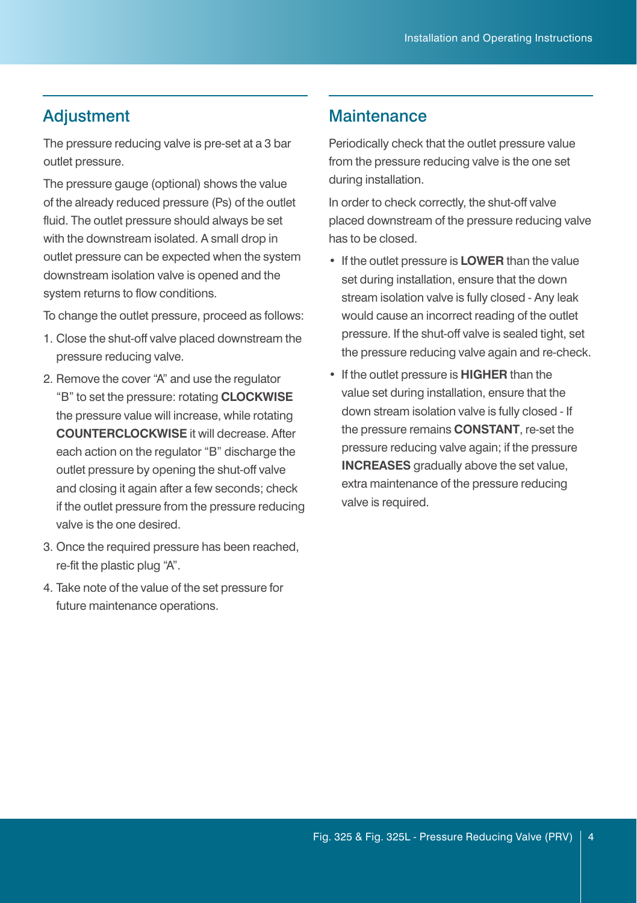## Adjustment

The pressure reducing valve is pre-set at a 3 bar outlet pressure.

The pressure gauge (optional) shows the value of the already reduced pressure (Ps) of the outlet fluid. The outlet pressure should always be set with the downstream isolated. A small drop in outlet pressure can be expected when the system downstream isolation valve is opened and the system returns to flow conditions.

To change the outlet pressure, proceed as follows:

1. Close the shut-off valve placed downstream the pressure reducing valve.
2. Remove the cover “A” and use the regulator “B” to set the pressure: rotating **CLOCKWISE** the pressure value will increase, while rotating **COUNTERCLOCKWISE** it will decrease. After each action on the regulator “B” discharge the outlet pressure by opening the shut-off valve and closing it again after a few seconds; check if the outlet pressure from the pressure reducing valve is the one desired.
3. Once the required pressure has been reached, re-fit the plastic plug “A”.
4. Take note of the value of the set pressure for future maintenance operations.

## Maintenance

Periodically check that the outlet pressure value from the pressure reducing valve is the one set during installation.

In order to check correctly, the shut-off valve placed downstream of the pressure reducing valve has to be closed.

- If the outlet pressure is **LOWER** than the value set during installation, ensure that the down stream isolation valve is fully closed - Any leak would cause an incorrect reading of the outlet pressure. If the shut-off valve is sealed tight, set the pressure reducing valve again and re-check.
- If the outlet pressure is **HIGHER** than the value set during installation, ensure that the down stream isolation valve is fully closed - If the pressure remains **CONSTANT**, re-set the pressure reducing valve again; if the pressure **INCREASES** gradually above the set value, extra maintenance of the pressure reducing valve is required.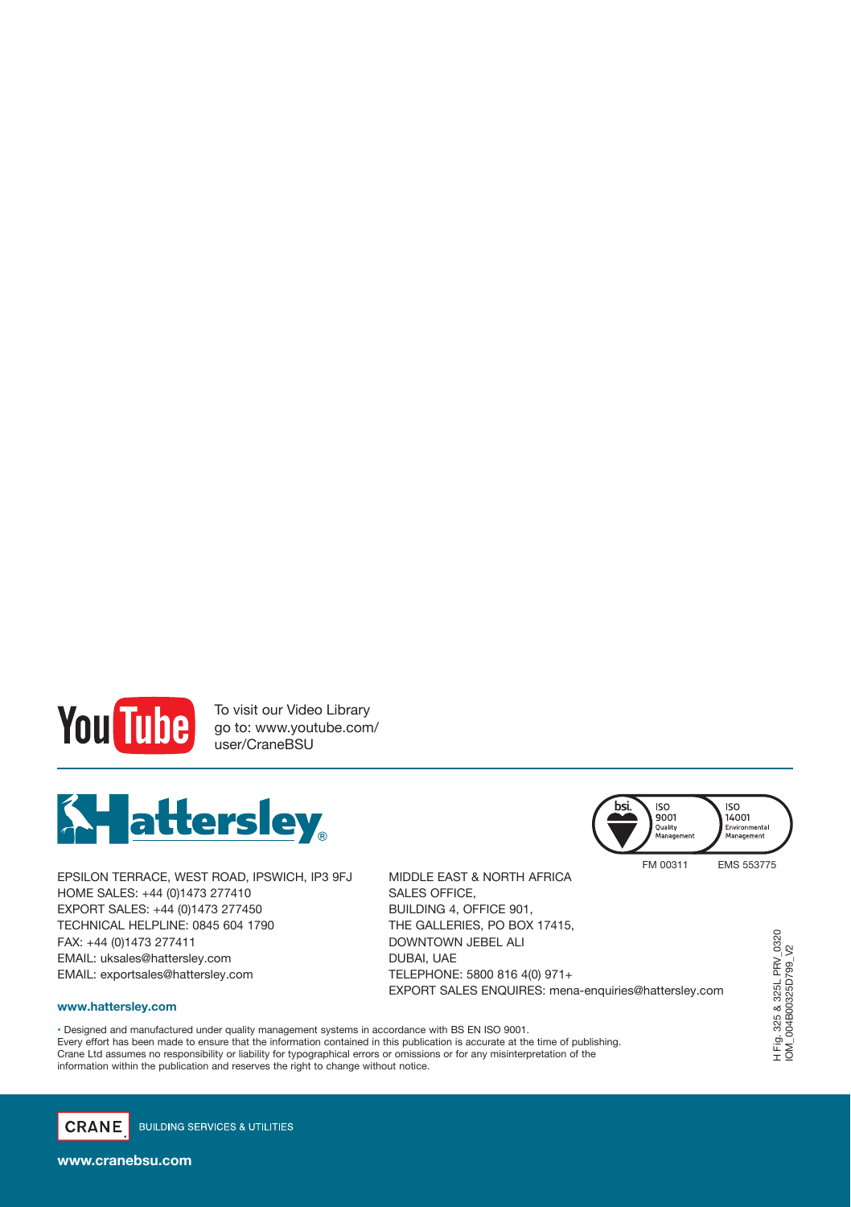To visit our Video Library go to: www.youtube.com/user/CraneBSU

ISO 9001 Quality Management — FM 00311

ISO 14001 Environmental Management — EMS 553775

EPSILON TERRACE, WEST ROAD, IPSWICH, IP3 9FJ
HOME SALES: +44 (0)1473 277410
EXPORT SALES: +44 (0)1473 277450
TECHNICAL HELPLINE: 0845 604 1790
FAX: +44 (0)1473 277411
EMAIL: uksales@hattersley.com
EMAIL: exportsales@hattersley.com

MIDDLE EAST & NORTH AFRICA
SALES OFFICE,
BUILDING 4, OFFICE 901,
THE GALLERIES, PO BOX 17415,
DOWNTOWN JEBEL ALI
DUBAI, UAE
TELEPHONE: 5800 816 4(0) 971+
EXPORT SALES ENQUIRES: mena-enquiries@hattersley.com

**www.hattersley.com**

• Designed and manufactured under quality management systems in accordance with BS EN ISO 9001.
Every effort has been made to ensure that the information contained in this publication is accurate at the time of publishing.
Crane Ltd assumes no responsibility or liability for typographical errors or omissions or for any misinterpretation of the information within the publication and reserves the right to change without notice.

H Fig. 325 & 325L PRV_0320
IOM_004B00325D799_V2

CRANE BUILDING SERVICES & UTILITIES

**www.cranebsu.com**